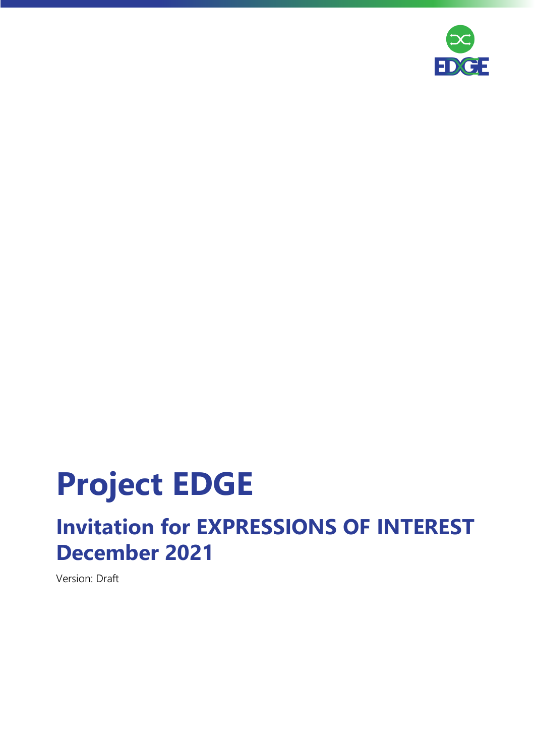# Project EDGE

## Invitation for EXPRESSIONS OF INTEREST December 2021

Version: Draft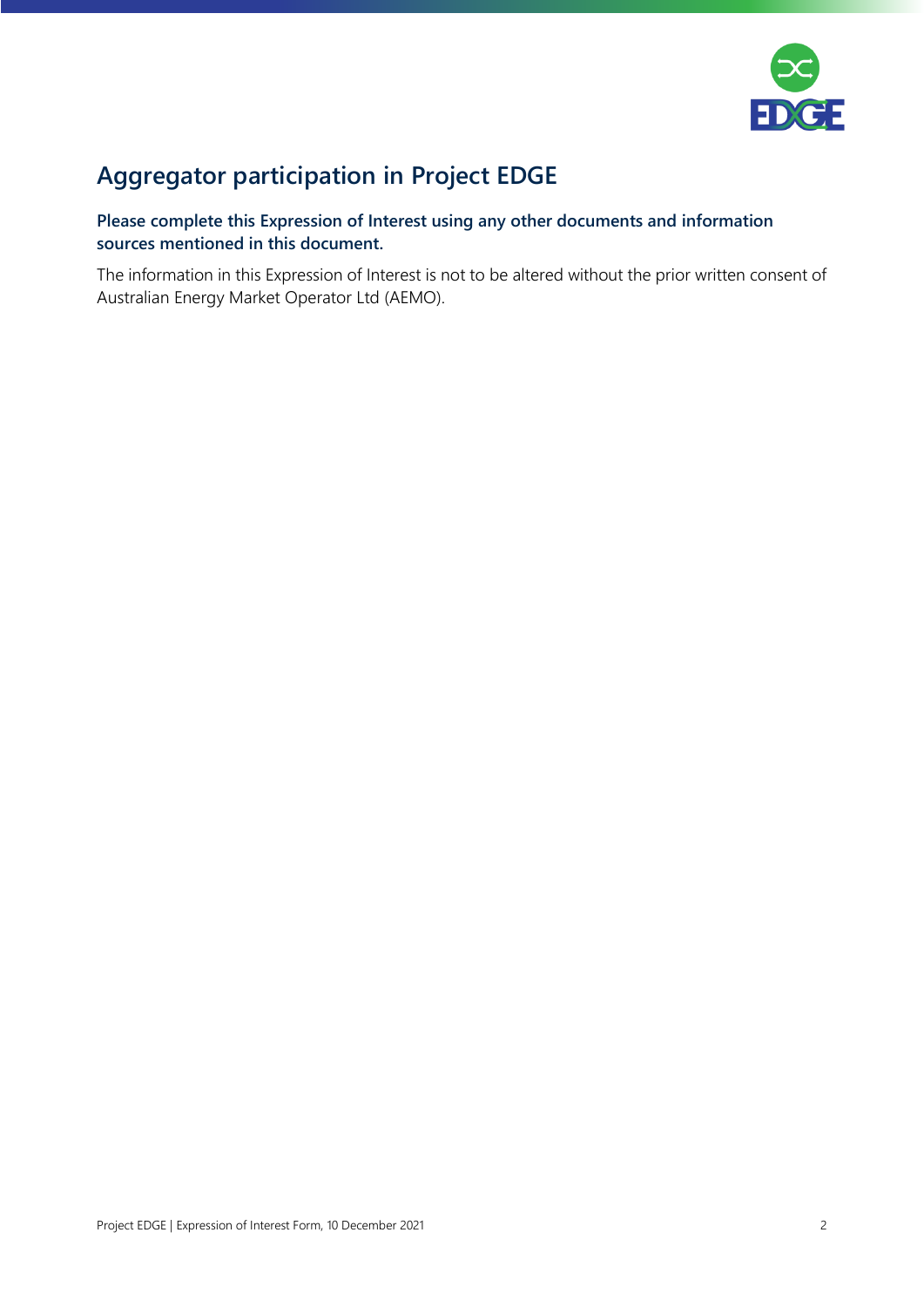# Aggregator participation in Project EDGE

**Please complete this Expression of Interest using any other documents and information sources mentioned in this document.**

The information in this Expression of Interest is not to be altered without the prior written consent of Australian Energy Market Operator Ltd (AEMO).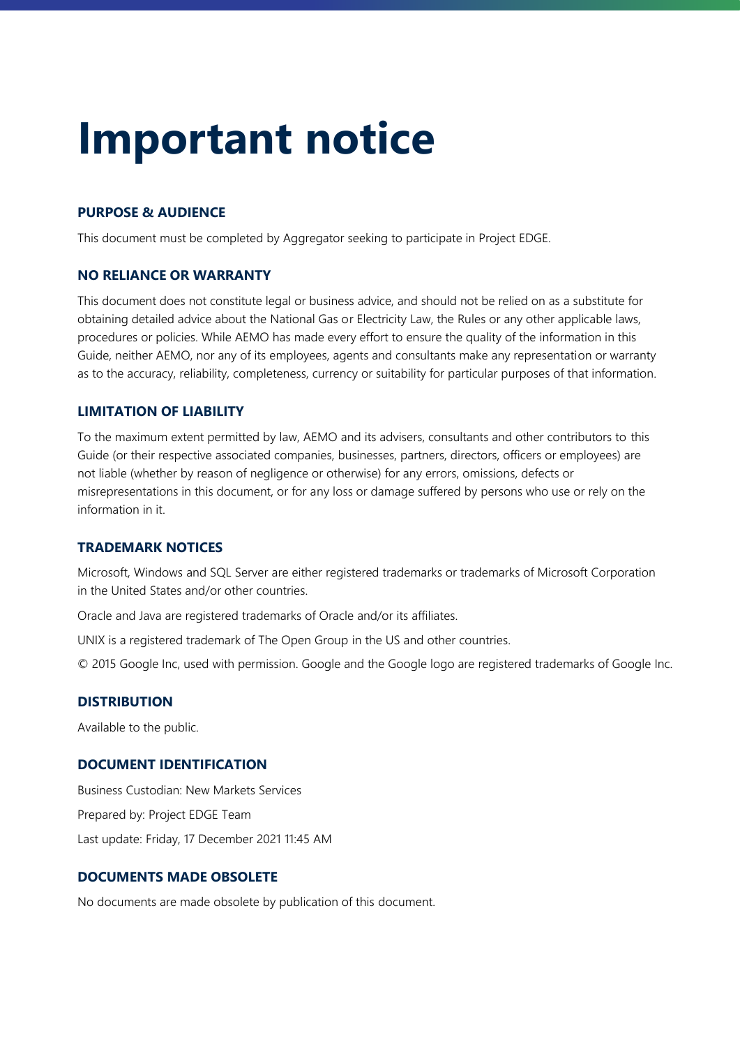# Important notice

### PURPOSE & AUDIENCE

This document must be completed by Aggregator seeking to participate in Project EDGE.

### NO RELIANCE OR WARRANTY

This document does not constitute legal or business advice, and should not be relied on as a substitute for obtaining detailed advice about the National Gas or Electricity Law, the Rules or any other applicable laws, procedures or policies. While AEMO has made every effort to ensure the quality of the information in this Guide, neither AEMO, nor any of its employees, agents and consultants make any representation or warranty as to the accuracy, reliability, completeness, currency or suitability for particular purposes of that information.

### LIMITATION OF LIABILITY

To the maximum extent permitted by law, AEMO and its advisers, consultants and other contributors to this Guide (or their respective associated companies, businesses, partners, directors, officers or employees) are not liable (whether by reason of negligence or otherwise) for any errors, omissions, defects or misrepresentations in this document, or for any loss or damage suffered by persons who use or rely on the information in it.

### TRADEMARK NOTICES

Microsoft, Windows and SQL Server are either registered trademarks or trademarks of Microsoft Corporation in the United States and/or other countries.

Oracle and Java are registered trademarks of Oracle and/or its affiliates.

UNIX is a registered trademark of The Open Group in the US and other countries.

© 2015 Google Inc, used with permission. Google and the Google logo are registered trademarks of Google Inc.

### DISTRIBUTION

Available to the public.

### DOCUMENT IDENTIFICATION

Business Custodian: New Markets Services

Prepared by: Project EDGE Team

Last update: Friday, 17 December 2021 11:45 AM

### DOCUMENTS MADE OBSOLETE

No documents are made obsolete by publication of this document.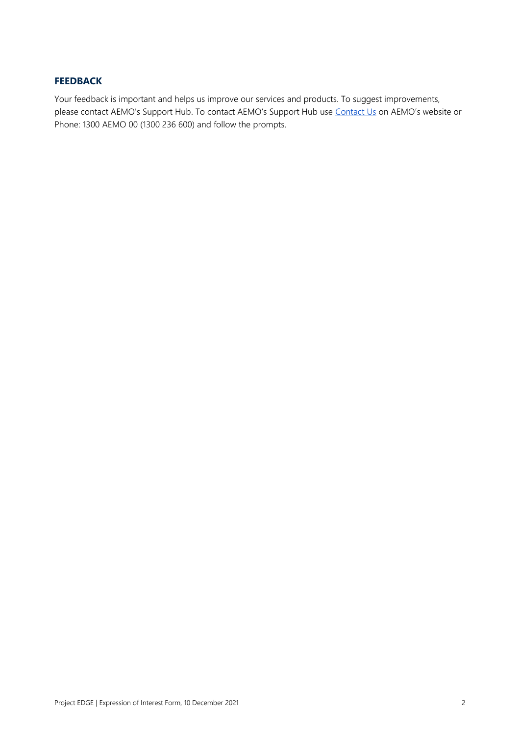## FEEDBACK

Your feedback is important and helps us improve our services and products. To suggest improvements, please contact AEMO's Support Hub. To contact AEMO's Support Hub use Contact Us on AEMO's website or Phone: 1300 AEMO 00 (1300 236 600) and follow the prompts.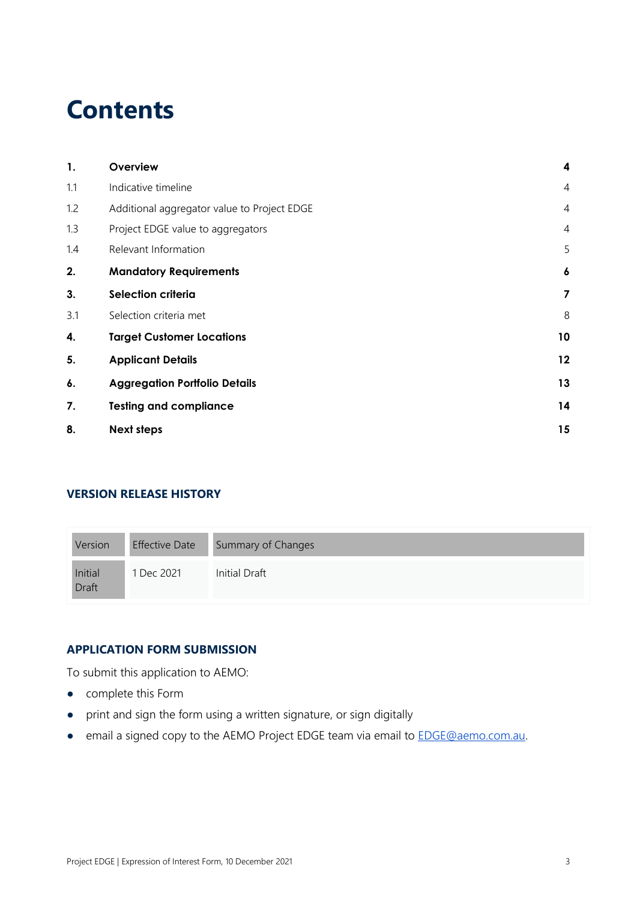# Contents

| | | |
|---|---|---|
| **1.** | **Overview** | **4** |
| 1.1 | Indicative timeline | 4 |
| 1.2 | Additional aggregator value to Project EDGE | 4 |
| 1.3 | Project EDGE value to aggregators | 4 |
| 1.4 | Relevant Information | 5 |
| **2.** | **Mandatory Requirements** | **6** |
| **3.** | **Selection criteria** | **7** |
| 3.1 | Selection criteria met | 8 |
| **4.** | **Target Customer Locations** | **10** |
| **5.** | **Applicant Details** | **12** |
| **6.** | **Aggregation Portfolio Details** | **13** |
| **7.** | **Testing and compliance** | **14** |
| **8.** | **Next steps** | **15** |

## VERSION RELEASE HISTORY

| Version | Effective Date | Summary of Changes |
|---|---|---|
| Initial Draft | 1 Dec 2021 | Initial Draft |

## APPLICATION FORM SUBMISSION

To submit this application to AEMO:

- complete this Form
- print and sign the form using a written signature, or sign digitally
- email a signed copy to the AEMO Project EDGE team via email to EDGE@aemo.com.au.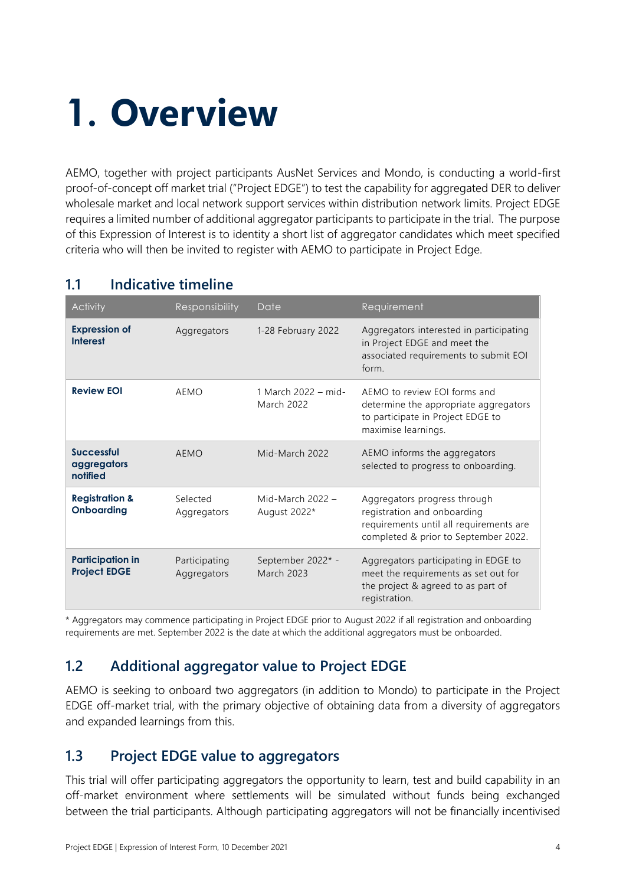# 1. Overview

AEMO, together with project participants AusNet Services and Mondo, is conducting a world-first proof-of-concept off market trial ("Project EDGE") to test the capability for aggregated DER to deliver wholesale market and local network support services within distribution network limits. Project EDGE requires a limited number of additional aggregator participants to participate in the trial. The purpose of this Expression of Interest is to identity a short list of aggregator candidates which meet specified criteria who will then be invited to register with AEMO to participate in Project Edge.

## 1.1 Indicative timeline

| Activity | Responsibility | Date | Requirement |
|---|---|---|---|
| **Expression of Interest** | Aggregators | 1-28 February 2022 | Aggregators interested in participating in Project EDGE and meet the associated requirements to submit EOI form. |
| **Review EOI** | AEMO | 1 March 2022 – mid-March 2022 | AEMO to review EOI forms and determine the appropriate aggregators to participate in Project EDGE to maximise learnings. |
| **Successful aggregators notified** | AEMO | Mid-March 2022 | AEMO informs the aggregators selected to progress to onboarding. |
| **Registration & Onboarding** | Selected Aggregators | Mid-March 2022 – August 2022* | Aggregators progress through registration and onboarding requirements until all requirements are completed & prior to September 2022. |
| **Participation in Project EDGE** | Participating Aggregators | September 2022* - March 2023 | Aggregators participating in EDGE to meet the requirements as set out for the project & agreed to as part of registration. |

\* Aggregators may commence participating in Project EDGE prior to August 2022 if all registration and onboarding requirements are met. September 2022 is the date at which the additional aggregators must be onboarded.

## 1.2 Additional aggregator value to Project EDGE

AEMO is seeking to onboard two aggregators (in addition to Mondo) to participate in the Project EDGE off-market trial, with the primary objective of obtaining data from a diversity of aggregators and expanded learnings from this.

## 1.3 Project EDGE value to aggregators

This trial will offer participating aggregators the opportunity to learn, test and build capability in an off-market environment where settlements will be simulated without funds being exchanged between the trial participants. Although participating aggregators will not be financially incentivised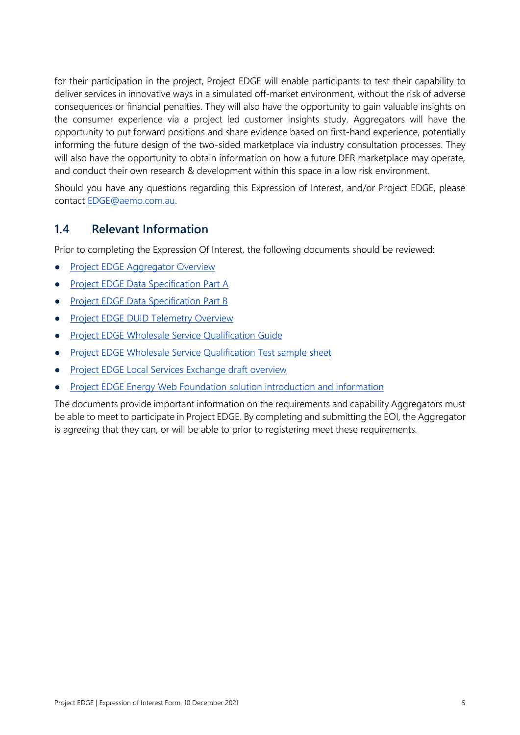for their participation in the project, Project EDGE will enable participants to test their capability to deliver services in innovative ways in a simulated off-market environment, without the risk of adverse consequences or financial penalties. They will also have the opportunity to gain valuable insights on the consumer experience via a project led customer insights study. Aggregators will have the opportunity to put forward positions and share evidence based on first-hand experience, potentially informing the future design of the two-sided marketplace via industry consultation processes. They will also have the opportunity to obtain information on how a future DER marketplace may operate, and conduct their own research & development within this space in a low risk environment.

Should you have any questions regarding this Expression of Interest, and/or Project EDGE, please contact EDGE@aemo.com.au.

## 1.4 Relevant Information

Prior to completing the Expression Of Interest, the following documents should be reviewed:

- Project EDGE Aggregator Overview
- Project EDGE Data Specification Part A
- Project EDGE Data Specification Part B
- Project EDGE DUID Telemetry Overview
- Project EDGE Wholesale Service Qualification Guide
- Project EDGE Wholesale Service Qualification Test sample sheet
- Project EDGE Local Services Exchange draft overview
- Project EDGE Energy Web Foundation solution introduction and information

The documents provide important information on the requirements and capability Aggregators must be able to meet to participate in Project EDGE. By completing and submitting the EOI, the Aggregator is agreeing that they can, or will be able to prior to registering meet these requirements.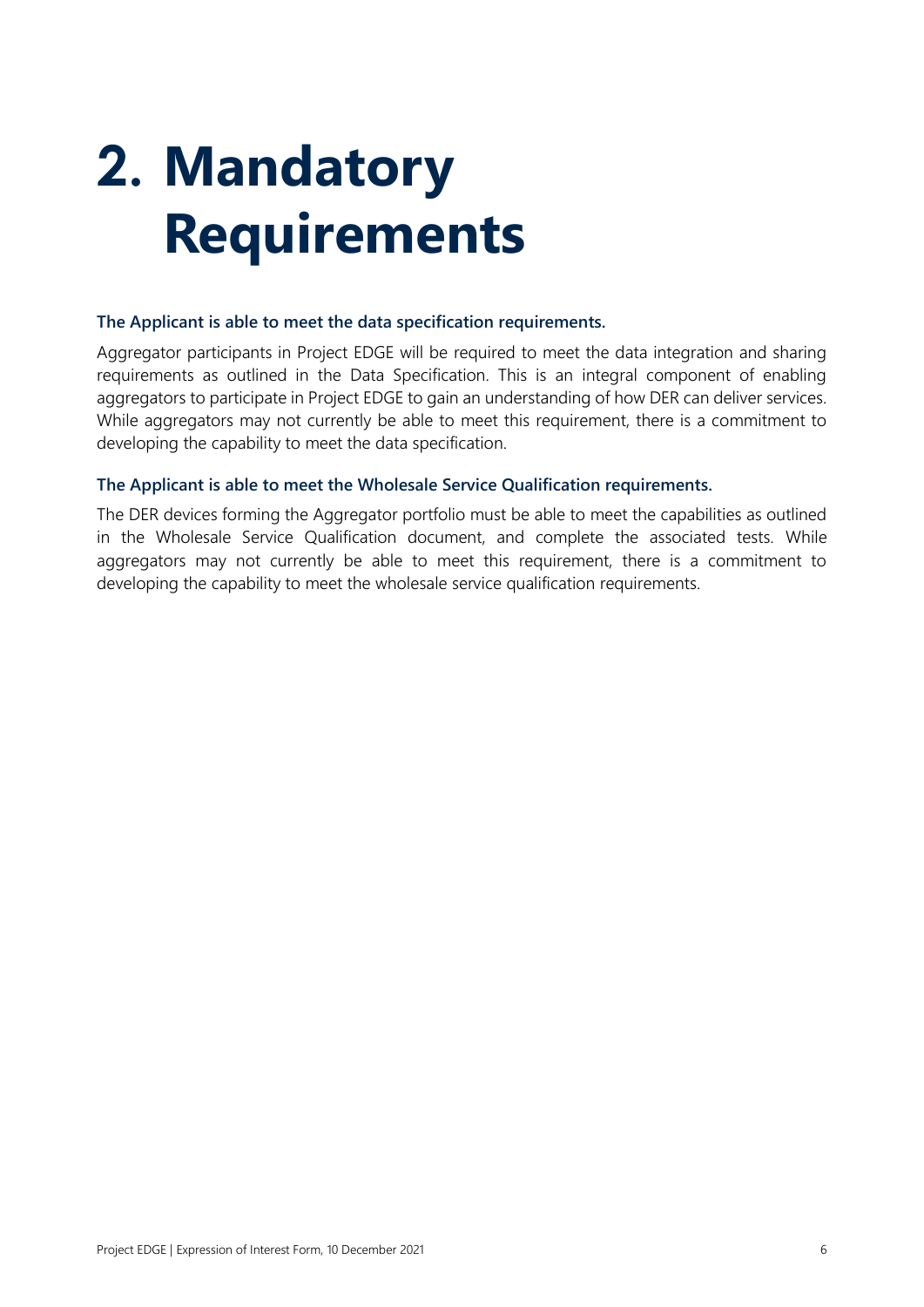# 2. Mandatory Requirements

**The Applicant is able to meet the data specification requirements.**

Aggregator participants in Project EDGE will be required to meet the data integration and sharing requirements as outlined in the Data Specification. This is an integral component of enabling aggregators to participate in Project EDGE to gain an understanding of how DER can deliver services. While aggregators may not currently be able to meet this requirement, there is a commitment to developing the capability to meet the data specification.

**The Applicant is able to meet the Wholesale Service Qualification requirements.**

The DER devices forming the Aggregator portfolio must be able to meet the capabilities as outlined in the Wholesale Service Qualification document, and complete the associated tests. While aggregators may not currently be able to meet this requirement, there is a commitment to developing the capability to meet the wholesale service qualification requirements.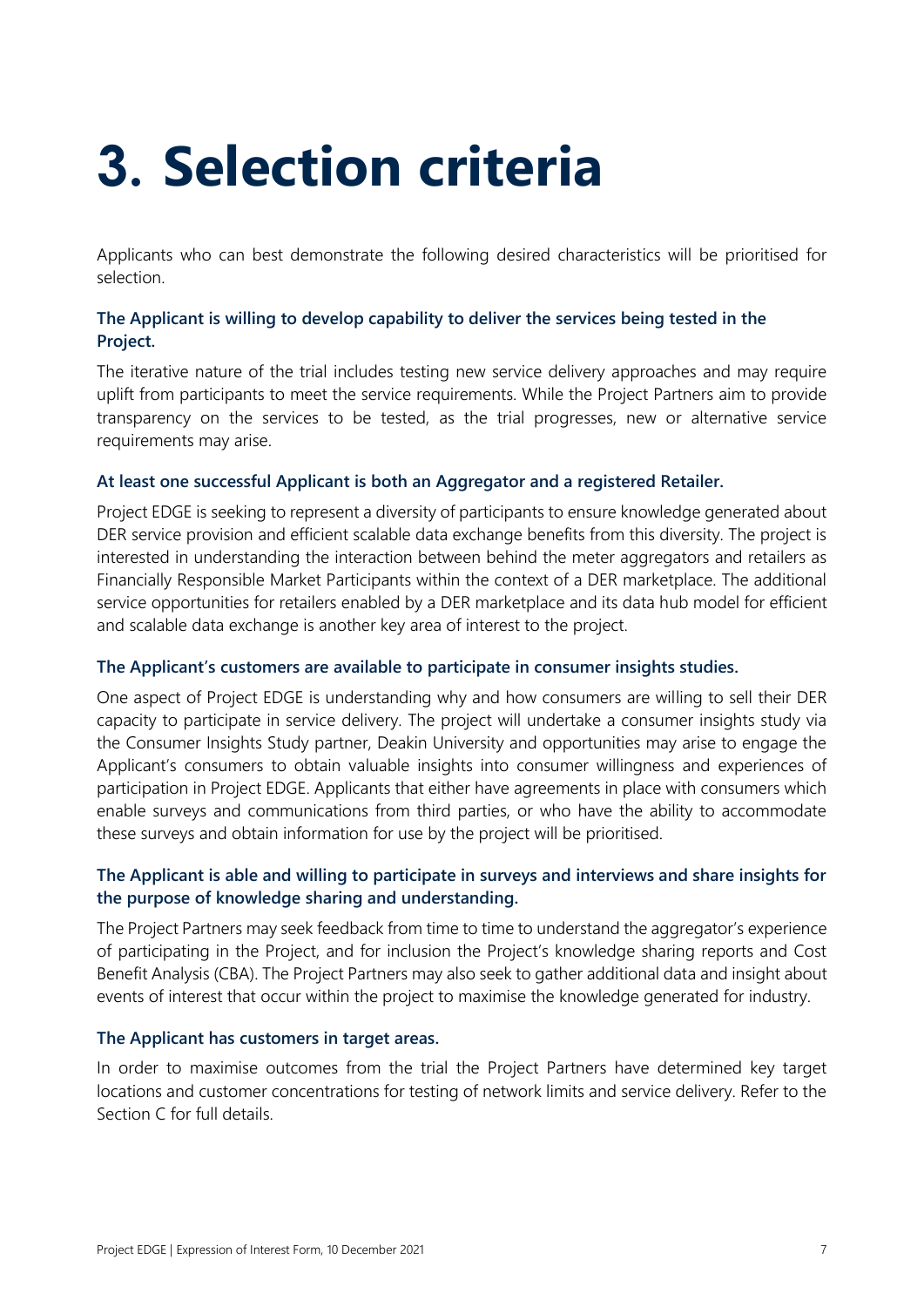# 3. Selection criteria

Applicants who can best demonstrate the following desired characteristics will be prioritised for selection.

### The Applicant is willing to develop capability to deliver the services being tested in the Project.

The iterative nature of the trial includes testing new service delivery approaches and may require uplift from participants to meet the service requirements. While the Project Partners aim to provide transparency on the services to be tested, as the trial progresses, new or alternative service requirements may arise.

### At least one successful Applicant is both an Aggregator and a registered Retailer.

Project EDGE is seeking to represent a diversity of participants to ensure knowledge generated about DER service provision and efficient scalable data exchange benefits from this diversity. The project is interested in understanding the interaction between behind the meter aggregators and retailers as Financially Responsible Market Participants within the context of a DER marketplace. The additional service opportunities for retailers enabled by a DER marketplace and its data hub model for efficient and scalable data exchange is another key area of interest to the project.

### The Applicant's customers are available to participate in consumer insights studies.

One aspect of Project EDGE is understanding why and how consumers are willing to sell their DER capacity to participate in service delivery. The project will undertake a consumer insights study via the Consumer Insights Study partner, Deakin University and opportunities may arise to engage the Applicant's consumers to obtain valuable insights into consumer willingness and experiences of participation in Project EDGE. Applicants that either have agreements in place with consumers which enable surveys and communications from third parties, or who have the ability to accommodate these surveys and obtain information for use by the project will be prioritised.

### The Applicant is able and willing to participate in surveys and interviews and share insights for the purpose of knowledge sharing and understanding.

The Project Partners may seek feedback from time to time to understand the aggregator's experience of participating in the Project, and for inclusion the Project's knowledge sharing reports and Cost Benefit Analysis (CBA). The Project Partners may also seek to gather additional data and insight about events of interest that occur within the project to maximise the knowledge generated for industry.

### The Applicant has customers in target areas.

In order to maximise outcomes from the trial the Project Partners have determined key target locations and customer concentrations for testing of network limits and service delivery. Refer to the Section C for full details.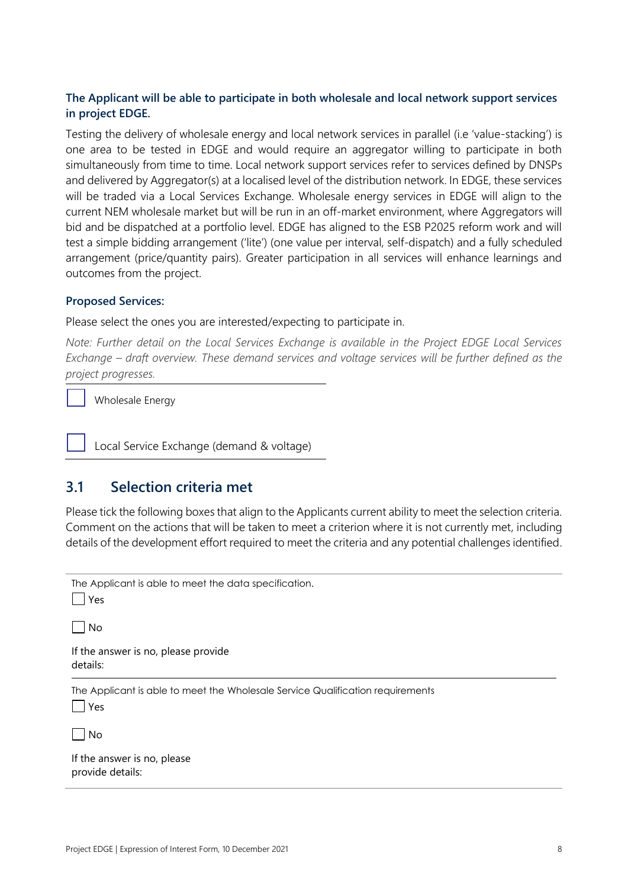**The Applicant will be able to participate in both wholesale and local network support services in project EDGE.**

Testing the delivery of wholesale energy and local network services in parallel (i.e 'value-stacking') is one area to be tested in EDGE and would require an aggregator willing to participate in both simultaneously from time to time. Local network support services refer to services defined by DNSPs and delivered by Aggregator(s) at a localised level of the distribution network. In EDGE, these services will be traded via a Local Services Exchange. Wholesale energy services in EDGE will align to the current NEM wholesale market but will be run in an off-market environment, where Aggregators will bid and be dispatched at a portfolio level. EDGE has aligned to the ESB P2025 reform work and will test a simple bidding arrangement ('lite') (one value per interval, self-dispatch) and a fully scheduled arrangement (price/quantity pairs). Greater participation in all services will enhance learnings and outcomes from the project.

**Proposed Services:**

Please select the ones you are interested/expecting to participate in.

*Note: Further detail on the Local Services Exchange is available in the Project EDGE Local Services Exchange – draft overview. These demand services and voltage services will be further defined as the project progresses.*

☐ Wholesale Energy

☐ Local Service Exchange (demand & voltage)

## 3.1 Selection criteria met

Please tick the following boxes that align to the Applicants current ability to meet the selection criteria. Comment on the actions that will be taken to meet a criterion where it is not currently met, including details of the development effort required to meet the criteria and any potential challenges identified.

The Applicant is able to meet the data specification.

☐ Yes

☐ No

If the answer is no, please provide details:

The Applicant is able to meet the Wholesale Service Qualification requirements

☐ Yes

☐ No

If the answer is no, please provide details: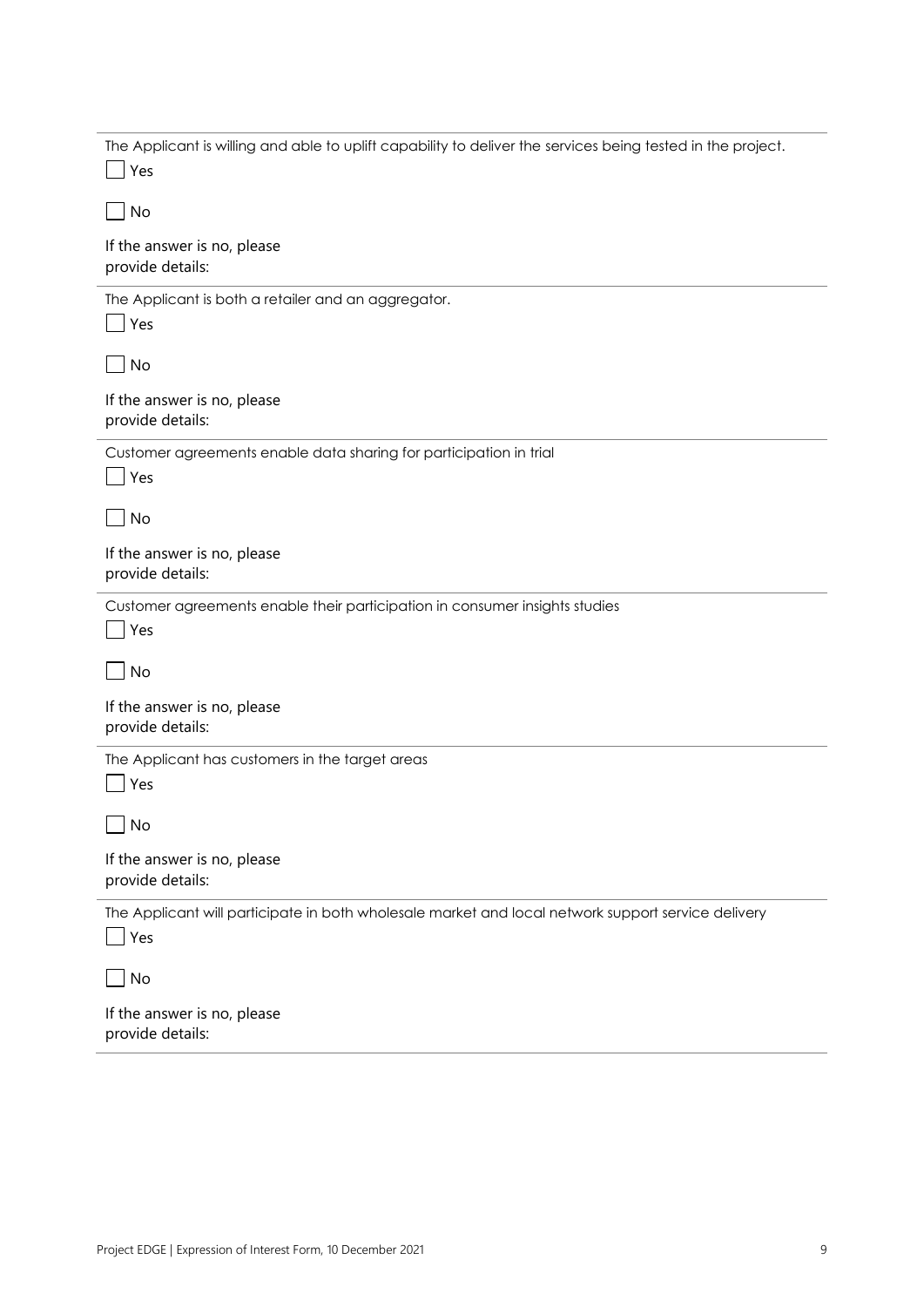The Applicant is willing and able to uplift capability to deliver the services being tested in the project.

☐ Yes

☐ No

If the answer is no, please provide details:

---

The Applicant is both a retailer and an aggregator.

☐ Yes

☐ No

If the answer is no, please provide details:

---

Customer agreements enable data sharing for participation in trial

☐ Yes

☐ No

If the answer is no, please provide details:

---

Customer agreements enable their participation in consumer insights studies

☐ Yes

☐ No

If the answer is no, please provide details:

---

The Applicant has customers in the target areas

☐ Yes

☐ No

If the answer is no, please provide details:

---

The Applicant will participate in both wholesale market and local network support service delivery

☐ Yes

☐ No

If the answer is no, please provide details: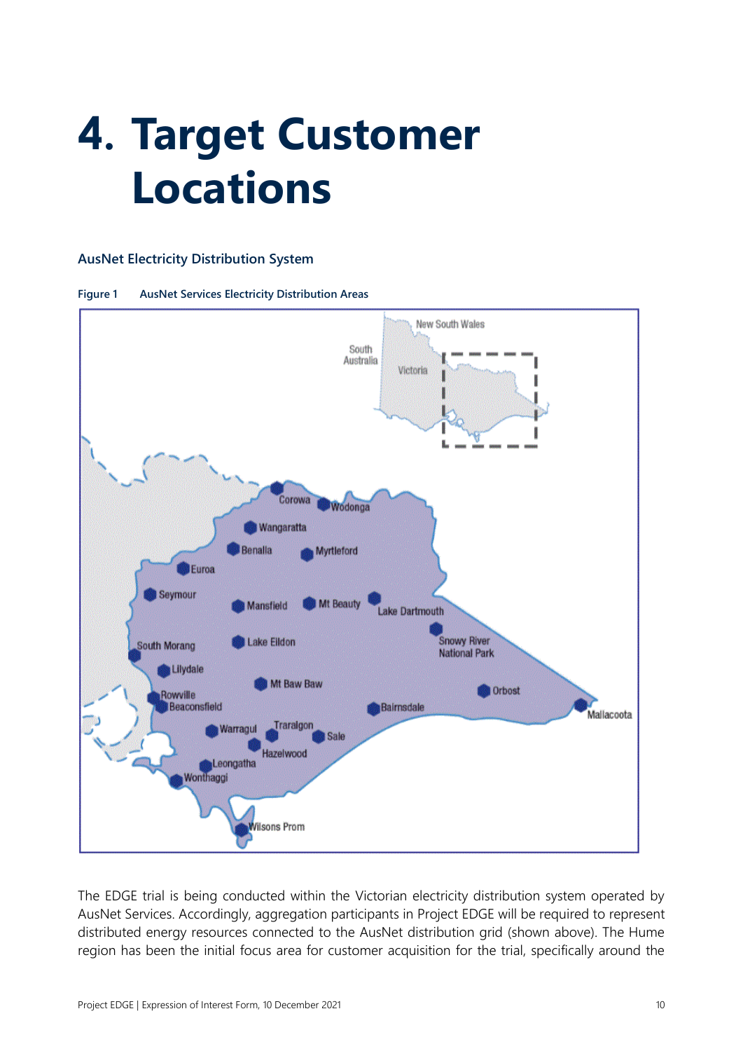# 4. Target Customer Locations

### AusNet Electricity Distribution System

**Figure 1 AusNet Services Electricity Distribution Areas**

The EDGE trial is being conducted within the Victorian electricity distribution system operated by AusNet Services. Accordingly, aggregation participants in Project EDGE will be required to represent distributed energy resources connected to the AusNet distribution grid (shown above). The Hume region has been the initial focus area for customer acquisition for the trial, specifically around the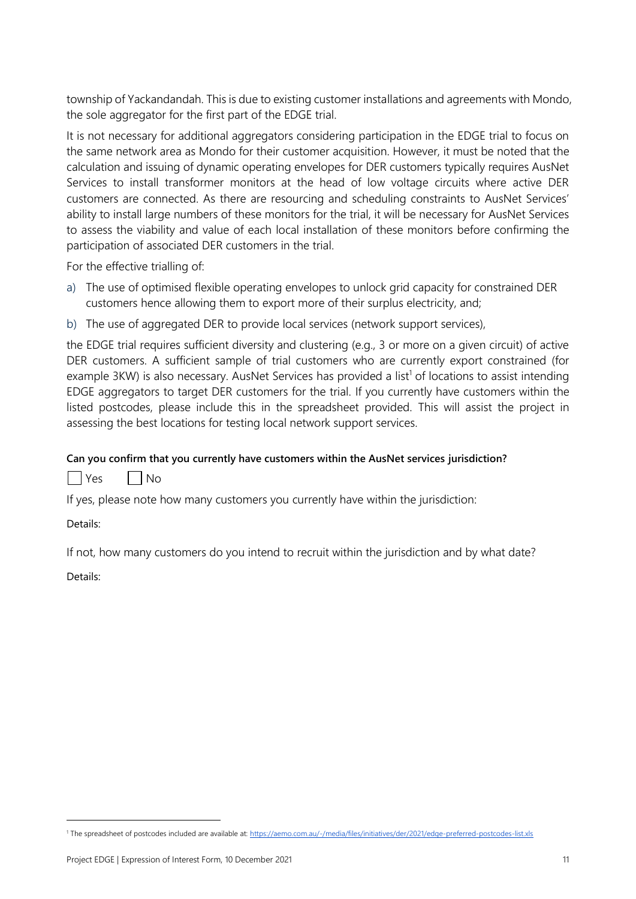township of Yackandandah. This is due to existing customer installations and agreements with Mondo, the sole aggregator for the first part of the EDGE trial.

It is not necessary for additional aggregators considering participation in the EDGE trial to focus on the same network area as Mondo for their customer acquisition. However, it must be noted that the calculation and issuing of dynamic operating envelopes for DER customers typically requires AusNet Services to install transformer monitors at the head of low voltage circuits where active DER customers are connected. As there are resourcing and scheduling constraints to AusNet Services' ability to install large numbers of these monitors for the trial, it will be necessary for AusNet Services to assess the viability and value of each local installation of these monitors before confirming the participation of associated DER customers in the trial.

For the effective trialling of:

a) The use of optimised flexible operating envelopes to unlock grid capacity for constrained DER customers hence allowing them to export more of their surplus electricity, and;
b) The use of aggregated DER to provide local services (network support services),

the EDGE trial requires sufficient diversity and clustering (e.g., 3 or more on a given circuit) of active DER customers. A sufficient sample of trial customers who are currently export constrained (for example 3KW) is also necessary. AusNet Services has provided a list[1] of locations to assist intending EDGE aggregators to target DER customers for the trial. If you currently have customers within the listed postcodes, please include this in the spreadsheet provided. This will assist the project in assessing the best locations for testing local network support services.

**Can you confirm that you currently have customers within the AusNet services jurisdiction?**

☐ Yes ☐ No

If yes, please note how many customers you currently have within the jurisdiction:

Details:

If not, how many customers do you intend to recruit within the jurisdiction and by what date?

Details:

[1] The spreadsheet of postcodes included are available at: https://aemo.com.au/-/media/files/initiatives/der/2021/edge-preferred-postcodes-list.xls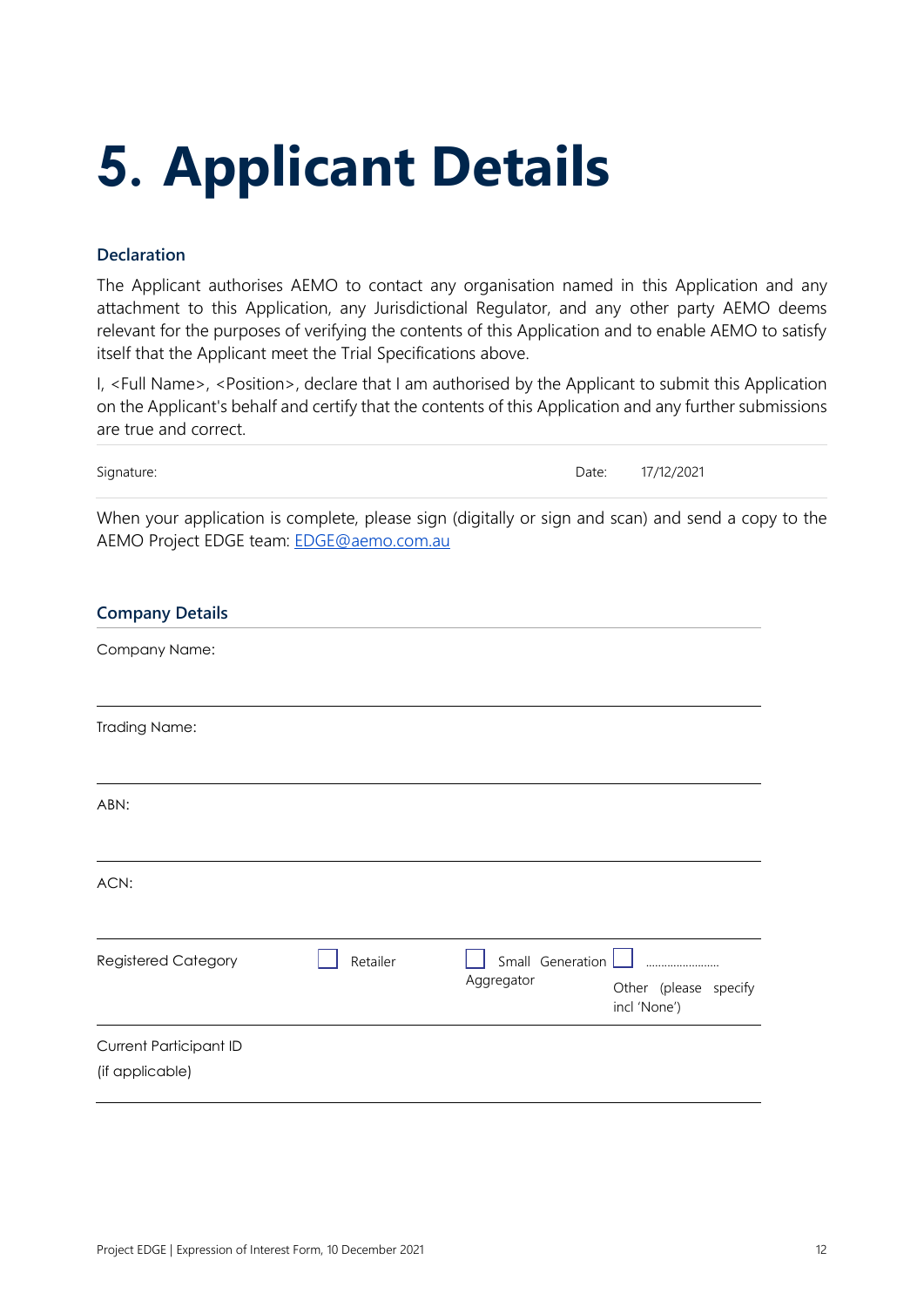# 5. Applicant Details

### Declaration

The Applicant authorises AEMO to contact any organisation named in this Application and any attachment to this Application, any Jurisdictional Regulator, and any other party AEMO deems relevant for the purposes of verifying the contents of this Application and to enable AEMO to satisfy itself that the Applicant meet the Trial Specifications above.

I, <Full Name>, <Position>, declare that I am authorised by the Applicant to submit this Application on the Applicant's behalf and certify that the contents of this Application and any further submissions are true and correct.

| Signature: | | Date: | 17/12/2021 |
|---|---|---|---|

When your application is complete, please sign (digitally or sign and scan) and send a copy to the AEMO Project EDGE team: EDGE@aemo.com.au

### Company Details

| Company Details | | | |
|---|---|---|---|
| Company Name: | | | |
| Trading Name: | | | |
| ABN: | | | |
| ACN: | | | |
| Registered Category | ☐ Retailer | ☐ Small Generation Aggregator | ☐ ...................... Other (please specify incl 'None') |
| Current Participant ID (if applicable) | | | |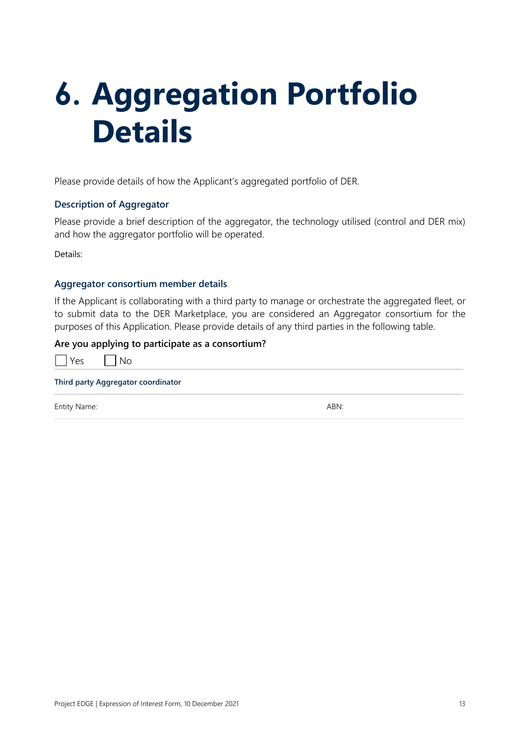# 6. Aggregation Portfolio Details

Please provide details of how the Applicant's aggregated portfolio of DER.

### Description of Aggregator

Please provide a brief description of the aggregator, the technology utilised (control and DER mix) and how the aggregator portfolio will be operated.

Details:

### Aggregator consortium member details

If the Applicant is collaborating with a third party to manage or orchestrate the aggregated fleet, or to submit data to the DER Marketplace, you are considered an Aggregator consortium for the purposes of this Application. Please provide details of any third parties in the following table.

**Are you applying to participate as a consortium?**

☐ Yes ☐ No

| **Third party Aggregator coordinator** | |
|---|---|
| Entity Name: | ABN: |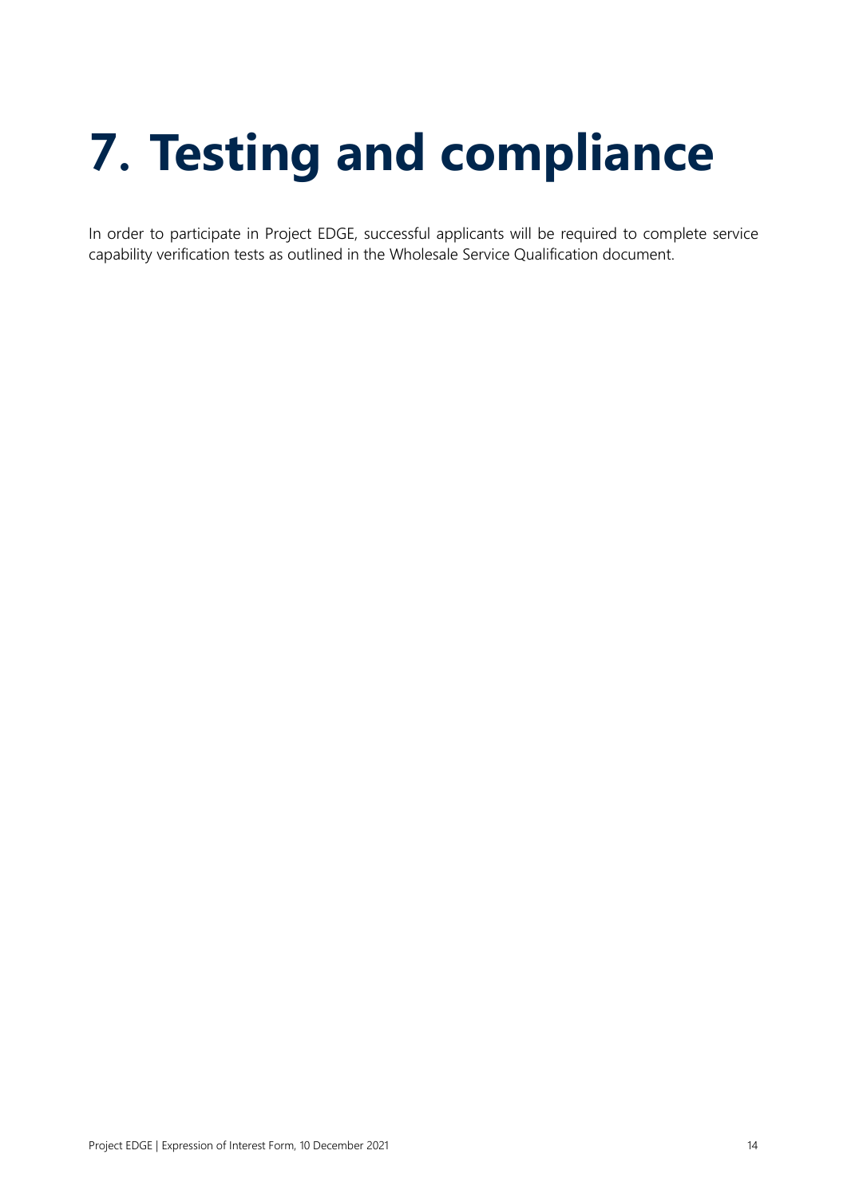# 7. Testing and compliance

In order to participate in Project EDGE, successful applicants will be required to complete service capability verification tests as outlined in the Wholesale Service Qualification document.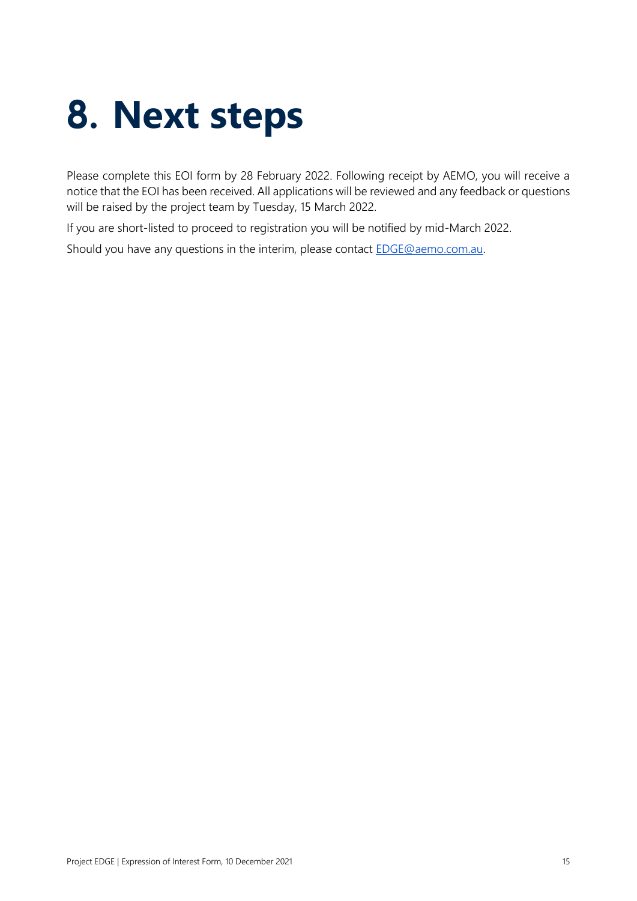# 8. Next steps

Please complete this EOI form by 28 February 2022. Following receipt by AEMO, you will receive a notice that the EOI has been received. All applications will be reviewed and any feedback or questions will be raised by the project team by Tuesday, 15 March 2022.

If you are short-listed to proceed to registration you will be notified by mid-March 2022.

Should you have any questions in the interim, please contact [EDGE@aemo.com.au](mailto:EDGE@aemo.com.au).